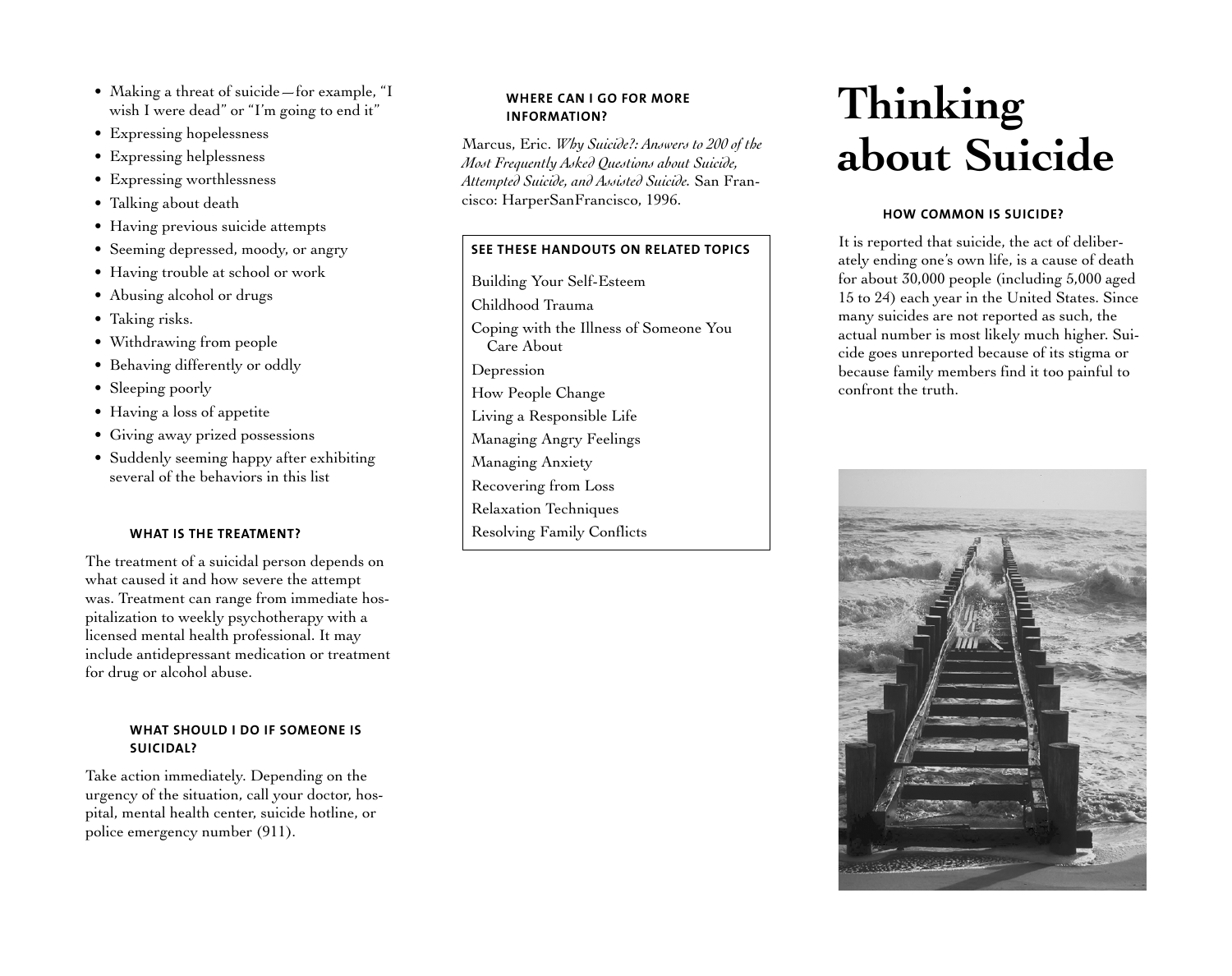- Making a threat of suicide—for example, "I wish I were dead" or "I'm going to end it"
- Expressing hopelessness
- Expressing helplessness
- Expressing worthlessness
- Talking about death
- Having previous suicide attempts
- Seeming depressed, moody, or angry
- Having trouble at school or work
- Abusing alcohol or drugs
- Taking risks.
- Withdrawing from people
- Behaving differently or oddly
- Sleeping poorly
- Having a loss of appetite
- Giving away prized possessions
- Suddenly seeming happy after exhibiting several of the behaviors in this list

### WHAT IS THE TREATMENT?

The treatment of a suicidal person depends on what caused it and how severe the attempt was. Treatment can range from immediate hospitalization to weekly psychotherapy with a licensed mental health professional. It may include antidepressant medication or treatment for drug or alcohol abuse.

### WHAT SHOULD I DO IF SOMEONE IS SUICIDAL?

Take action immediately. Depending on the urgency of the situation, call your doctor, hospital, mental health center, suicide hotline, or police emergency number (911).

### WHERE CAN I GO FOR MORE INFORMATION?

Marcus, Eric. *Why Suicide?: Answers to 200 of the Most Frequently Asked Questions about Suicide, Attempted Suicide, and Assisted Suicide.* San Francisco: HarperSanFrancisco, 1996.

**SEE THESE HANDOUTS ON RELATED TOPICS**

- Building Your Self-Esteem
- Childhood Trauma
- Coping with the Illness of Someone You Care About
- Depression
- How People Change
- Living a Responsible Life
- Managing Angry Feelings
- Managing Anxiety
- Recovering from Loss
- Relaxation Techniques
- Resolving Family Conflicts

# Thinking about Suicide

### HOW COMMON IS SUICIDE?

It is reported that suicide, the act of deliberately ending one's own life, is a cause of death for about 30,000 people (including 5,000 aged 15 to 24) each year in the United States. Since many suicides are not reported as such, the actual number is most likely much higher. Suicide goes unreported because of its stigma or because family members find it too painful to confront the truth.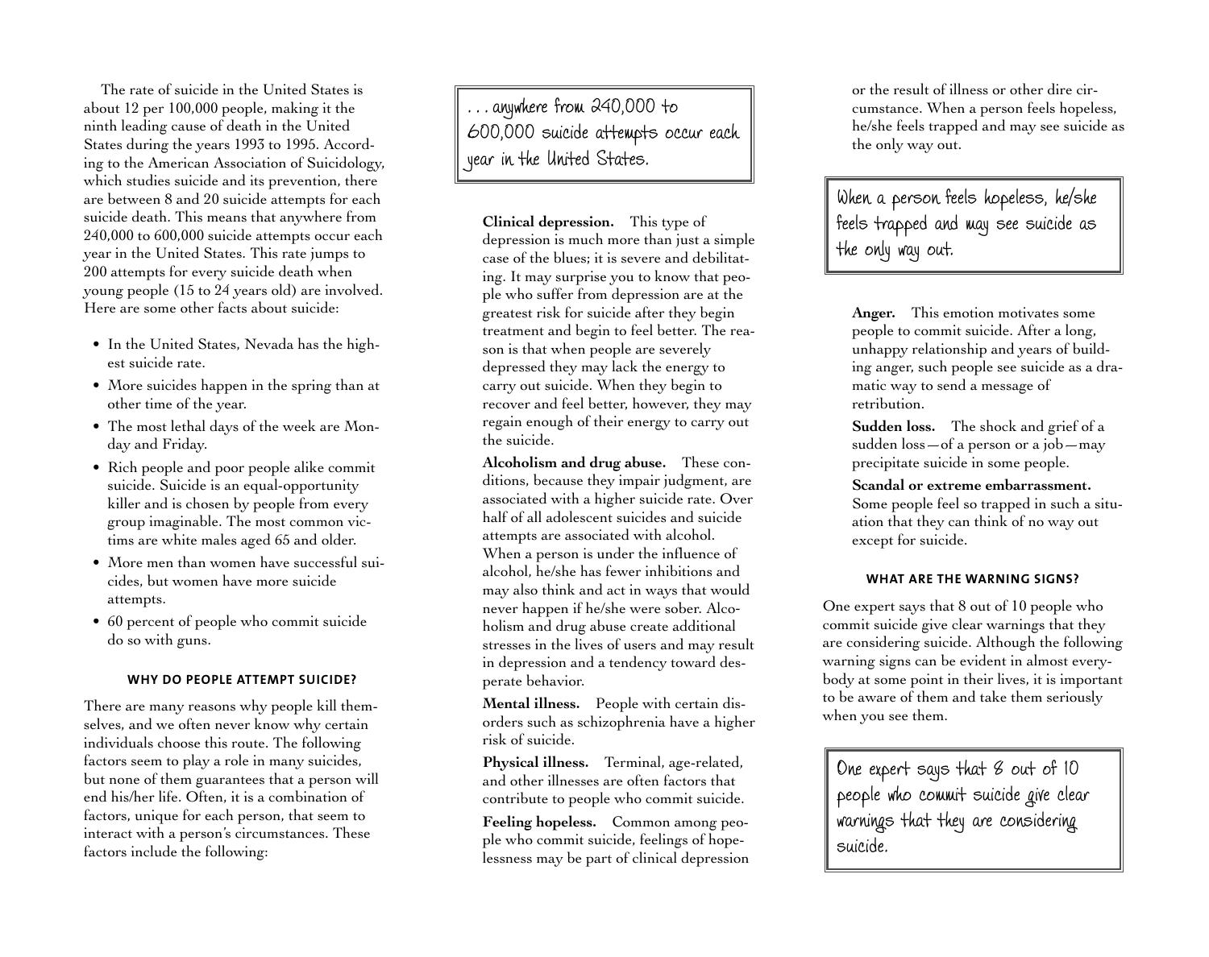The rate of suicide in the United States is about 12 per 100,000 people, making it the ninth leading cause of death in the United States during the years 1993 to 1995. According to the American Association of Suicidology, which studies suicide and its prevention, there are between 8 and 20 suicide attempts for each suicide death. This means that anywhere from 240,000 to 600,000 suicide attempts occur each year in the United States. This rate jumps to 200 attempts for every suicide death when young people (15 to 24 years old) are involved. Here are some other facts about suicide:

- In the United States, Nevada has the highest suicide rate.
- More suicides happen in the spring than at other time of the year.
- The most lethal days of the week are Monday and Friday.
- Rich people and poor people alike commit suicide. Suicide is an equal-opportunity killer and is chosen by people from every group imaginable. The most common victims are white males aged 65 and older.
- More men than women have successful suicides, but women have more suicide attempts.
- 60 percent of people who commit suicide do so with guns.

#### WHY DO PEOPLE ATTEMPT SUICIDE?

There are many reasons why people kill themselves, and we often never know why certain individuals choose this route. The following factors seem to play a role in many suicides, but none of them guarantees that a person will end his/her life. Often, it is a combination of factors, unique for each person, that seem to interact with a person's circumstances. These factors include the following:

> . . . anywhere from 240,000 to 600,000 suicide attempts occur each year in the United States.

**Clinical depression.** This type of depression is much more than just a simple case of the blues; it is severe and debilitating. It may surprise you to know that people who suffer from depression are at the greatest risk for suicide after they begin treatment and begin to feel better. The reason is that when people are severely depressed they may lack the energy to carry out suicide. When they begin to recover and feel better, however, they may regain enough of their energy to carry out the suicide.

**Alcoholism and drug abuse.** These conditions, because they impair judgment, are associated with a higher suicide rate. Over half of all adolescent suicides and suicide attempts are associated with alcohol. When a person is under the influence of alcohol, he/she has fewer inhibitions and may also think and act in ways that would never happen if he/she were sober. Alcoholism and drug abuse create additional stresses in the lives of users and may result in depression and a tendency toward desperate behavior.

**Mental illness.** People with certain disorders such as schizophrenia have a higher risk of suicide.

**Physical illness.** Terminal, age-related, and other illnesses are often factors that contribute to people who commit suicide.

**Feeling hopeless.** Common among people who commit suicide, feelings of hopelessness may be part of clinical depression or the result of illness or other dire circumstance. When a person feels hopeless, he/she feels trapped and may see suicide as the only way out.

> When a person feels hopeless, he/she feels trapped and may see suicide as the only way out.

**Anger.** This emotion motivates some people to commit suicide. After a long, unhappy relationship and years of building anger, such people see suicide as a dramatic way to send a message of retribution.

**Sudden loss.** The shock and grief of a sudden loss—of a person or a job—may precipitate suicide in some people.

**Scandal or extreme embarrassment.** Some people feel so trapped in such a situation that they can think of no way out except for suicide.

#### WHAT ARE THE WARNING SIGNS?

One expert says that 8 out of 10 people who commit suicide give clear warnings that they are considering suicide. Although the following warning signs can be evident in almost everybody at some point in their lives, it is important to be aware of them and take them seriously when you see them.

> One expert says that 8 out of 10 people who commit suicide give clear warnings that they are considering suicide.